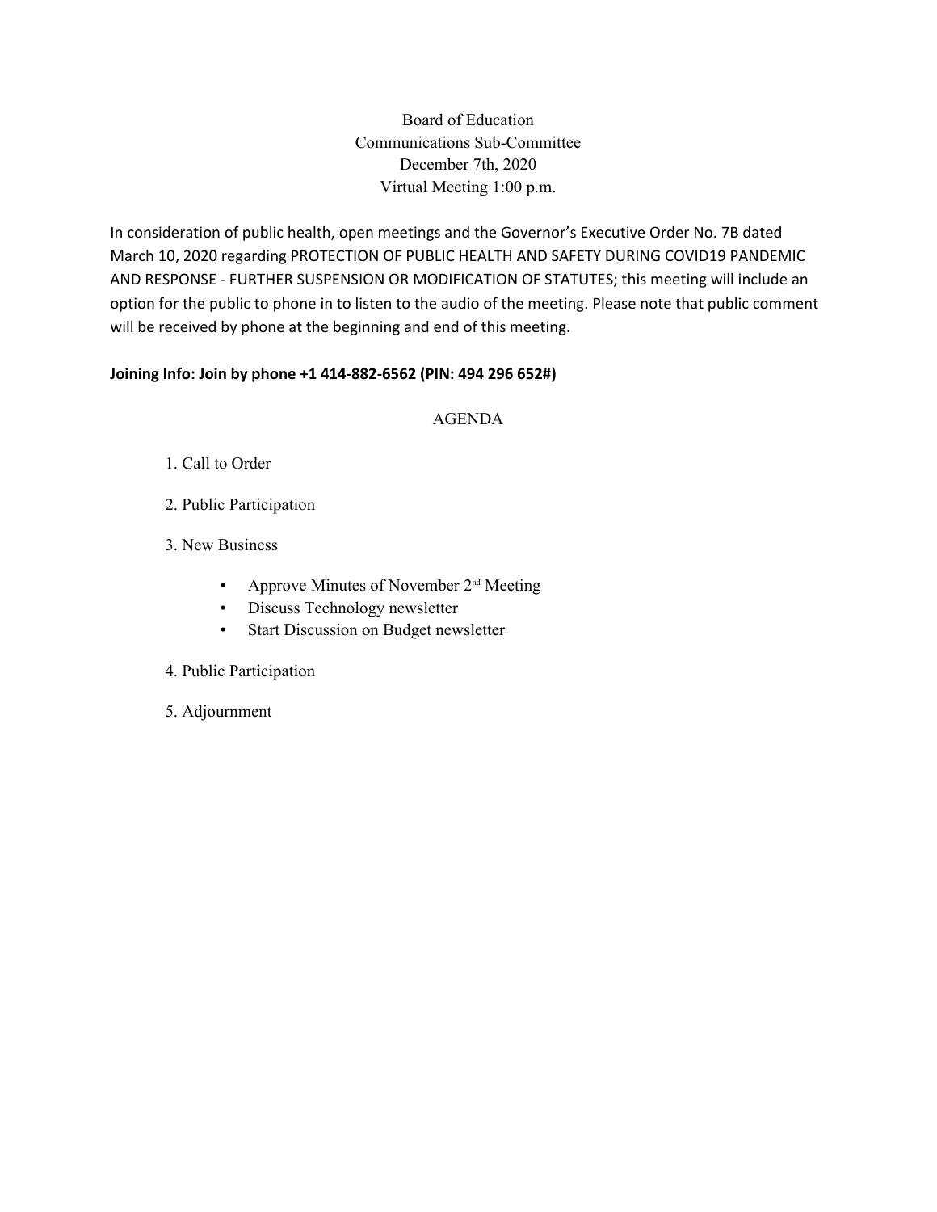Board of Education
Communications Sub-Committee
December 7th, 2020
Virtual Meeting 1:00 p.m.

In consideration of public health, open meetings and the Governor's Executive Order No. 7B dated March 10, 2020 regarding PROTECTION OF PUBLIC HEALTH AND SAFETY DURING COVID19 PANDEMIC AND RESPONSE - FURTHER SUSPENSION OR MODIFICATION OF STATUTES; this meeting will include an option for the public to phone in to listen to the audio of the meeting. Please note that public comment will be received by phone at the beginning and end of this meeting.

**Joining Info: Join by phone +1 414-882-6562 (PIN: 494 296 652#)**

AGENDA

1. Call to Order
2. Public Participation
3. New Business
   - Approve Minutes of November 2nd Meeting
   - Discuss Technology newsletter
   - Start Discussion on Budget newsletter
4. Public Participation
5. Adjournment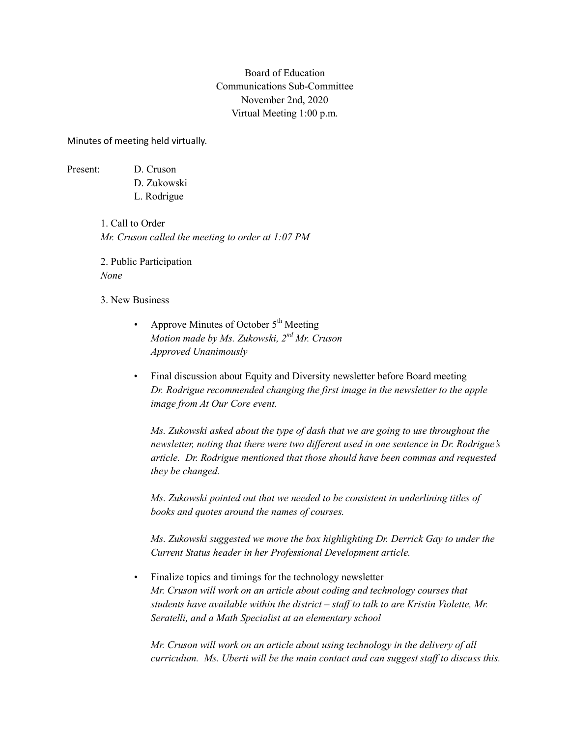Board of Education
Communications Sub-Committee
November 2nd, 2020
Virtual Meeting 1:00 p.m.

Minutes of meeting held virtually.

Present: D. Cruson
D. Zukowski
L. Rodrigue

1. Call to Order
*Mr. Cruson called the meeting to order at 1:07 PM*

2. Public Participation
*None*

3. New Business

- Approve Minutes of October 5th Meeting
  *Motion made by Ms. Zukowski, 2nd Mr. Cruson*
  *Approved Unanimously*

- Final discussion about Equity and Diversity newsletter before Board meeting
  *Dr. Rodrigue recommended changing the first image in the newsletter to the apple image from At Our Core event.*

  *Ms. Zukowski asked about the type of dash that we are going to use throughout the newsletter, noting that there were two different used in one sentence in Dr. Rodrigue's article. Dr. Rodrigue mentioned that those should have been commas and requested they be changed.*

  *Ms. Zukowski pointed out that we needed to be consistent in underlining titles of books and quotes around the names of courses.*

  *Ms. Zukowski suggested we move the box highlighting Dr. Derrick Gay to under the Current Status header in her Professional Development article.*

- Finalize topics and timings for the technology newsletter
  *Mr. Cruson will work on an article about coding and technology courses that students have available within the district – staff to talk to are Kristin Violette, Mr. Seratelli, and a Math Specialist at an elementary school*

  *Mr. Cruson will work on an article about using technology in the delivery of all curriculum. Ms. Uberti will be the main contact and can suggest staff to discuss this.*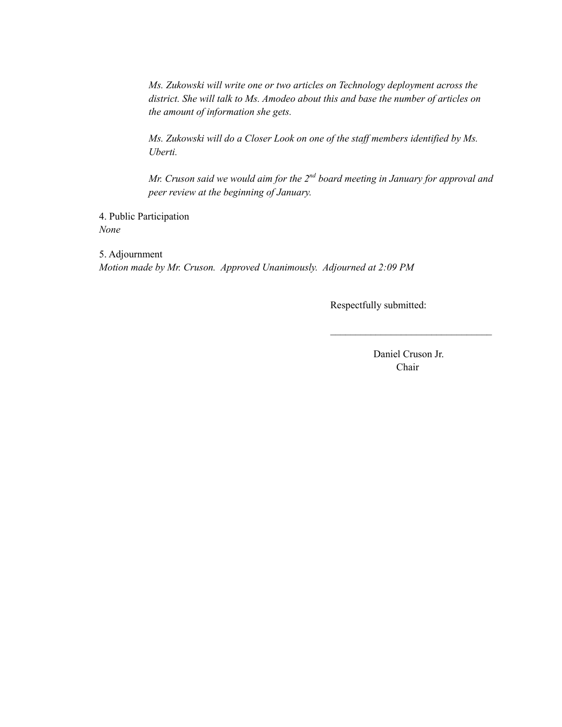*Ms. Zukowski will write one or two articles on Technology deployment across the district. She will talk to Ms. Amodeo about this and base the number of articles on the amount of information she gets.*

*Ms. Zukowski will do a Closer Look on one of the staff members identified by Ms. Uberti.*

*Mr. Cruson said we would aim for the 2nd board meeting in January for approval and peer review at the beginning of January.*

4. Public Participation
*None*

5. Adjournment
*Motion made by Mr. Cruson. Approved Unanimously. Adjourned at 2:09 PM*

Respectfully submitted:

_________________________________

Daniel Cruson Jr.
Chair